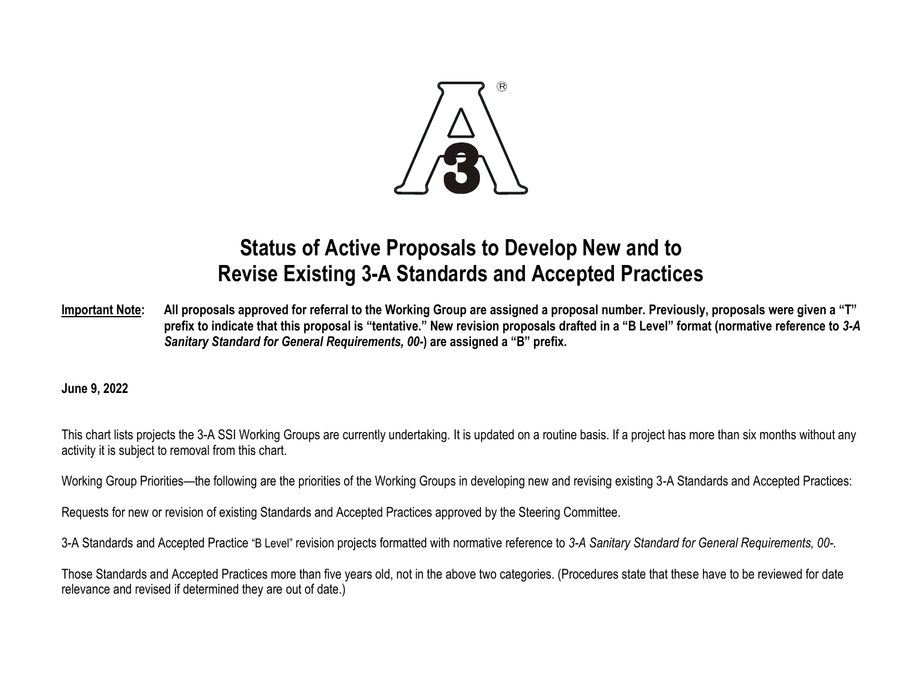# Status of Active Proposals to Develop New and to Revise Existing 3-A Standards and Accepted Practices

**Important Note: All proposals approved for referral to the Working Group are assigned a proposal number. Previously, proposals were given a "T" prefix to indicate that this proposal is "tentative." New revision proposals drafted in a "B Level" format (normative reference to *3-A Sanitary Standard for General Requirements, 00-*) are assigned a "B" prefix.**

**June 9, 2022**

This chart lists projects the 3-A SSI Working Groups are currently undertaking. It is updated on a routine basis. If a project has more than six months without any activity it is subject to removal from this chart.

Working Group Priorities—the following are the priorities of the Working Groups in developing new and revising existing 3-A Standards and Accepted Practices:

Requests for new or revision of existing Standards and Accepted Practices approved by the Steering Committee.

3-A Standards and Accepted Practice "B Level" revision projects formatted with normative reference to *3-A Sanitary Standard for General Requirements, 00-.*

Those Standards and Accepted Practices more than five years old, not in the above two categories. (Procedures state that these have to be reviewed for date relevance and revised if determined they are out of date.)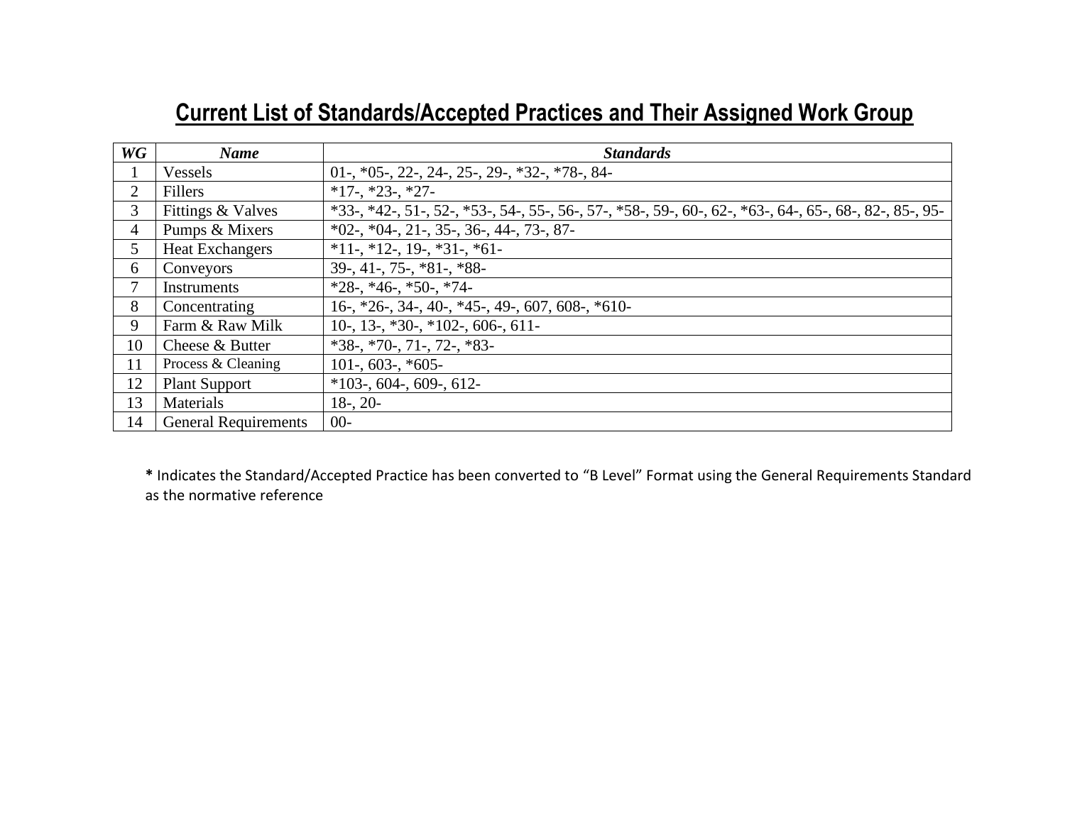# Current List of Standards/Accepted Practices and Their Assigned Work Group

| ***WG*** | ***Name*** | ***Standards*** |
|---|---|---|
| 1 | Vessels | 01-, *05-, 22-, 24-, 25-, 29-, *32-, *78-, 84- |
| 2 | Fillers | *17-, *23-, *27- |
| 3 | Fittings & Valves | *33-, *42-, 51-, 52-, *53-, 54-, 55-, 56-, 57-, *58-, 59-, 60-, 62-, *63-, 64-, 65-, 68-, 82-, 85-, 95- |
| 4 | Pumps & Mixers | *02-, *04-, 21-, 35-, 36-, 44-, 73-, 87- |
| 5 | Heat Exchangers | *11-, *12-, 19-, *31-, *61- |
| 6 | Conveyors | 39-, 41-, 75-, *81-, *88- |
| 7 | Instruments | *28-, *46-, *50-, *74- |
| 8 | Concentrating | 16-, *26-, 34-, 40-, *45-, 49-, 607, 608-, *610- |
| 9 | Farm & Raw Milk | 10-, 13-, *30-, *102-, 606-, 611- |
| 10 | Cheese & Butter | *38-, *70-, 71-, 72-, *83- |
| 11 | Process & Cleaning | 101-, 603-, *605- |
| 12 | Plant Support | *103-, 604-, 609-, 612- |
| 13 | Materials | 18-, 20- |
| 14 | General Requirements | 00- |

**\*** Indicates the Standard/Accepted Practice has been converted to “B Level” Format using the General Requirements Standard as the normative reference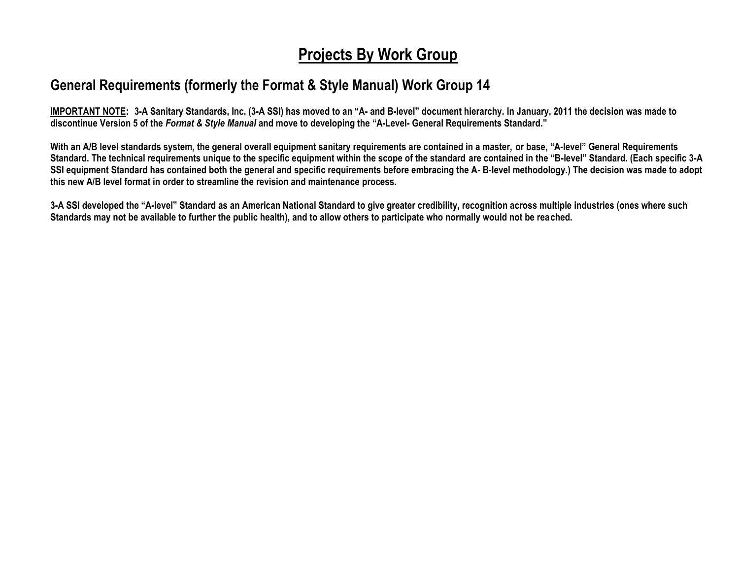# Projects By Work Group

## General Requirements (formerly the Format & Style Manual) Work Group 14

**IMPORTANT NOTE: 3-A Sanitary Standards, Inc. (3-A SSI) has moved to an "A- and B-level" document hierarchy. In January, 2011 the decision was made to discontinue Version 5 of the *Format & Style Manual* and move to developing the "A-Level- General Requirements Standard."**

**With an A/B level standards system, the general overall equipment sanitary requirements are contained in a master, or base, "A-level" General Requirements Standard. The technical requirements unique to the specific equipment within the scope of the standard are contained in the "B-level" Standard. (Each specific 3-A SSI equipment Standard has contained both the general and specific requirements before embracing the A- B-level methodology.) The decision was made to adopt this new A/B level format in order to streamline the revision and maintenance process.**

**3-A SSI developed the "A-level" Standard as an American National Standard to give greater credibility, recognition across multiple industries (ones where such Standards may not be available to further the public health), and to allow others to participate who normally would not be reached.**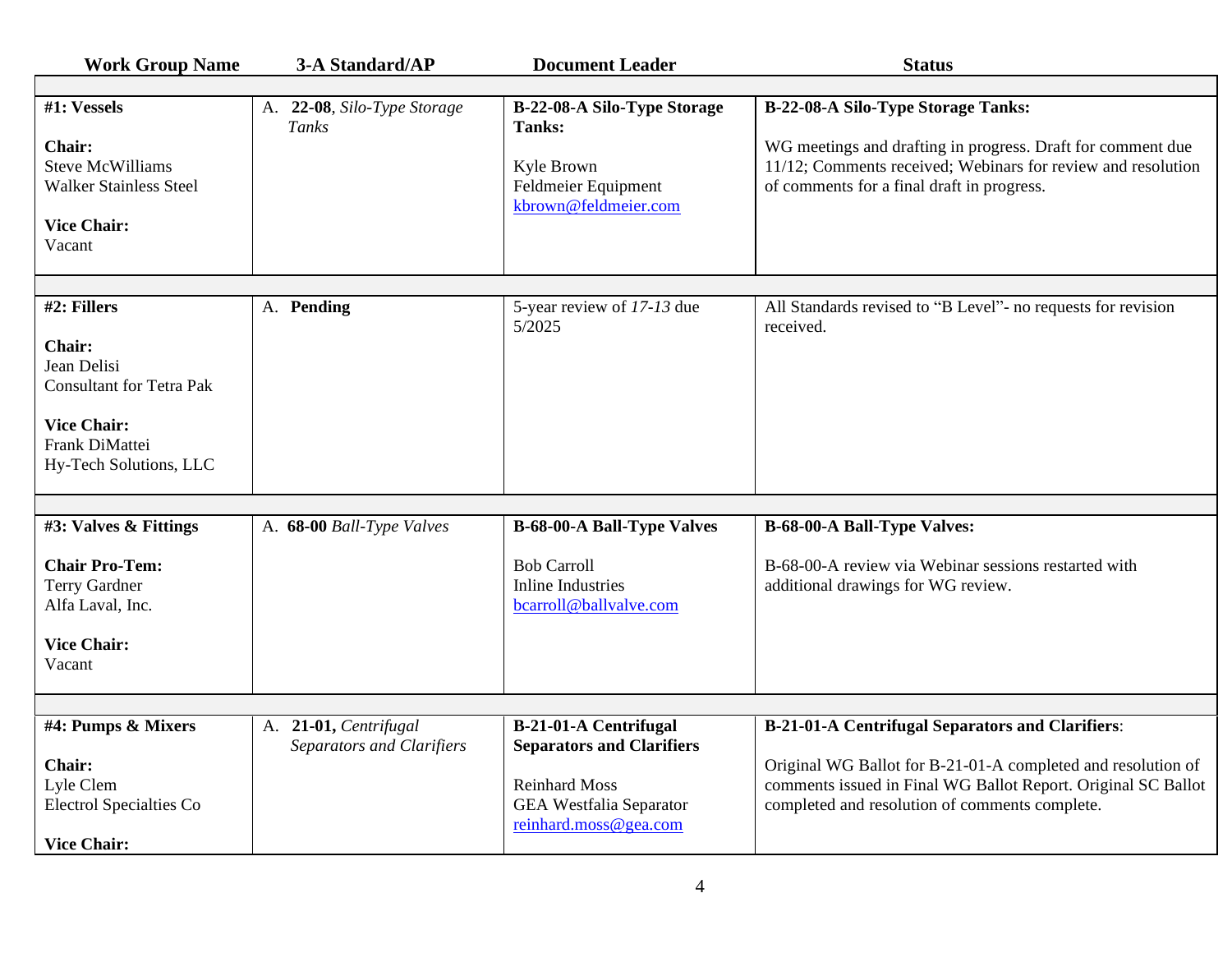| Work Group Name | 3-A Standard/AP | Document Leader | Status |
|---|---|---|---|
| **#1: Vessels**<br><br>**Chair:**<br>Steve McWilliams<br>Walker Stainless Steel<br><br>**Vice Chair:**<br>Vacant | A. **22-08**, *Silo-Type Storage Tanks* | **B-22-08-A Silo-Type Storage Tanks:**<br><br>Kyle Brown<br>Feldmeier Equipment<br>kbrown@feldmeier.com | **B-22-08-A Silo-Type Storage Tanks:**<br><br>WG meetings and drafting in progress. Draft for comment due 11/12; Comments received; Webinars for review and resolution of comments for a final draft in progress. |
| **#2: Fillers**<br><br>**Chair:**<br>Jean Delisi<br>Consultant for Tetra Pak<br><br>**Vice Chair:**<br>Frank DiMattei<br>Hy-Tech Solutions, LLC | A. **Pending** | 5-year review of *17-13* due 5/2025 | All Standards revised to "B Level"- no requests for revision received. |
| **#3: Valves & Fittings**<br><br>**Chair Pro-Tem:**<br>Terry Gardner<br>Alfa Laval, Inc.<br><br>**Vice Chair:**<br>Vacant | A. **68-00** *Ball-Type Valves* | **B-68-00-A Ball-Type Valves**<br><br>Bob Carroll<br>Inline Industries<br>bcarroll@ballvalve.com | **B-68-00-A Ball-Type Valves:**<br><br>B-68-00-A review via Webinar sessions restarted with additional drawings for WG review. |
| **#4: Pumps & Mixers**<br><br>**Chair:**<br>Lyle Clem<br>Electrol Specialties Co<br><br>**Vice Chair:** | A. **21-01,** *Centrifugal Separators and Clarifiers* | **B-21-01-A Centrifugal Separators and Clarifiers**<br><br>Reinhard Moss<br>GEA Westfalia Separator<br>reinhard.moss@gea.com | **B-21-01-A Centrifugal Separators and Clarifiers**:<br><br>Original WG Ballot for B-21-01-A completed and resolution of comments issued in Final WG Ballot Report. Original SC Ballot completed and resolution of comments complete. |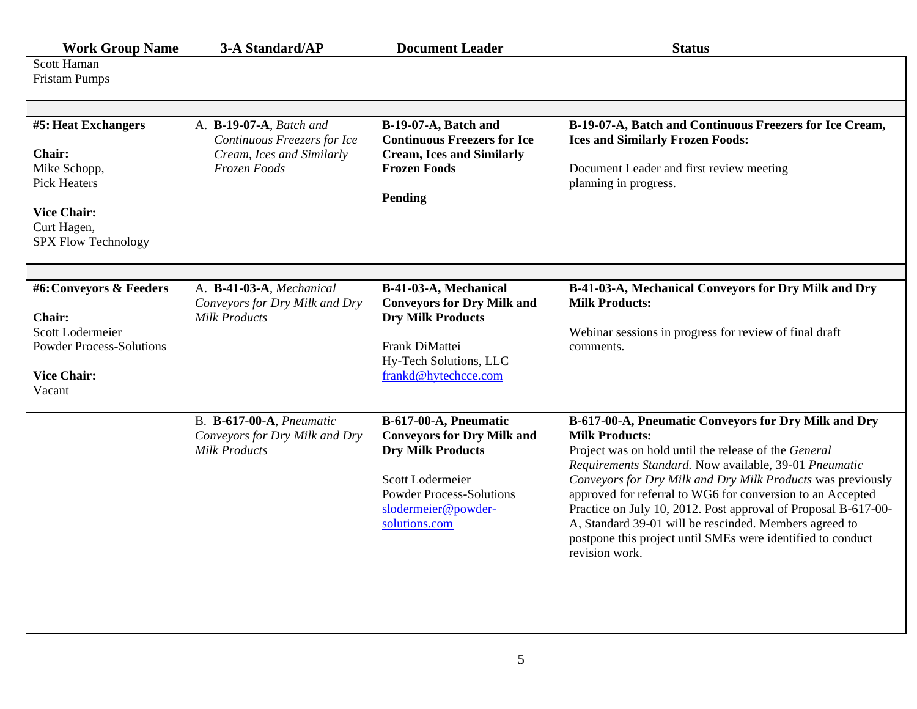| Work Group Name | 3-A Standard/AP | Document Leader | Status |
|---|---|---|---|
| Scott Haman<br>Fristam Pumps | | | |
| | | | |
| **#5: Heat Exchangers**<br><br>**Chair:**<br>Mike Schopp,<br>Pick Heaters<br><br>**Vice Chair:**<br>Curt Hagen,<br>SPX Flow Technology | A. **B-19-07-A**, *Batch and Continuous Freezers for Ice Cream, Ices and Similarly Frozen Foods* | **B-19-07-A, Batch and Continuous Freezers for Ice Cream, Ices and Similarly Frozen Foods**<br><br>**Pending** | **B-19-07-A, Batch and Continuous Freezers for Ice Cream, Ices and Similarly Frozen Foods:**<br><br>Document Leader and first review meeting planning in progress. |
| | | | |
| **#6: Conveyors & Feeders**<br><br>**Chair:**<br>Scott Lodermeier<br>Powder Process-Solutions<br><br>**Vice Chair:**<br>Vacant | A. **B-41-03-A**, *Mechanical Conveyors for Dry Milk and Dry Milk Products* | **B-41-03-A, Mechanical Conveyors for Dry Milk and Dry Milk Products**<br><br>Frank DiMattei<br>Hy-Tech Solutions, LLC<br>frankd@hytechcce.com | **B-41-03-A, Mechanical Conveyors for Dry Milk and Dry Milk Products:**<br><br>Webinar sessions in progress for review of final draft comments. |
| | B. **B-617-00-A**, *Pneumatic Conveyors for Dry Milk and Dry Milk Products* | **B-617-00-A, Pneumatic Conveyors for Dry Milk and Dry Milk Products**<br><br>Scott Lodermeier<br>Powder Process-Solutions<br>slodermeier@powder-solutions.com | **B-617-00-A, Pneumatic Conveyors for Dry Milk and Dry Milk Products:**<br>Project was on hold until the release of the *General Requirements Standard.* Now available, 39-01 *Pneumatic Conveyors for Dry Milk and Dry Milk Products* was previously approved for referral to WG6 for conversion to an Accepted Practice on July 10, 2012. Post approval of Proposal B-617-00-A, Standard 39-01 will be rescinded. Members agreed to postpone this project until SMEs were identified to conduct revision work. |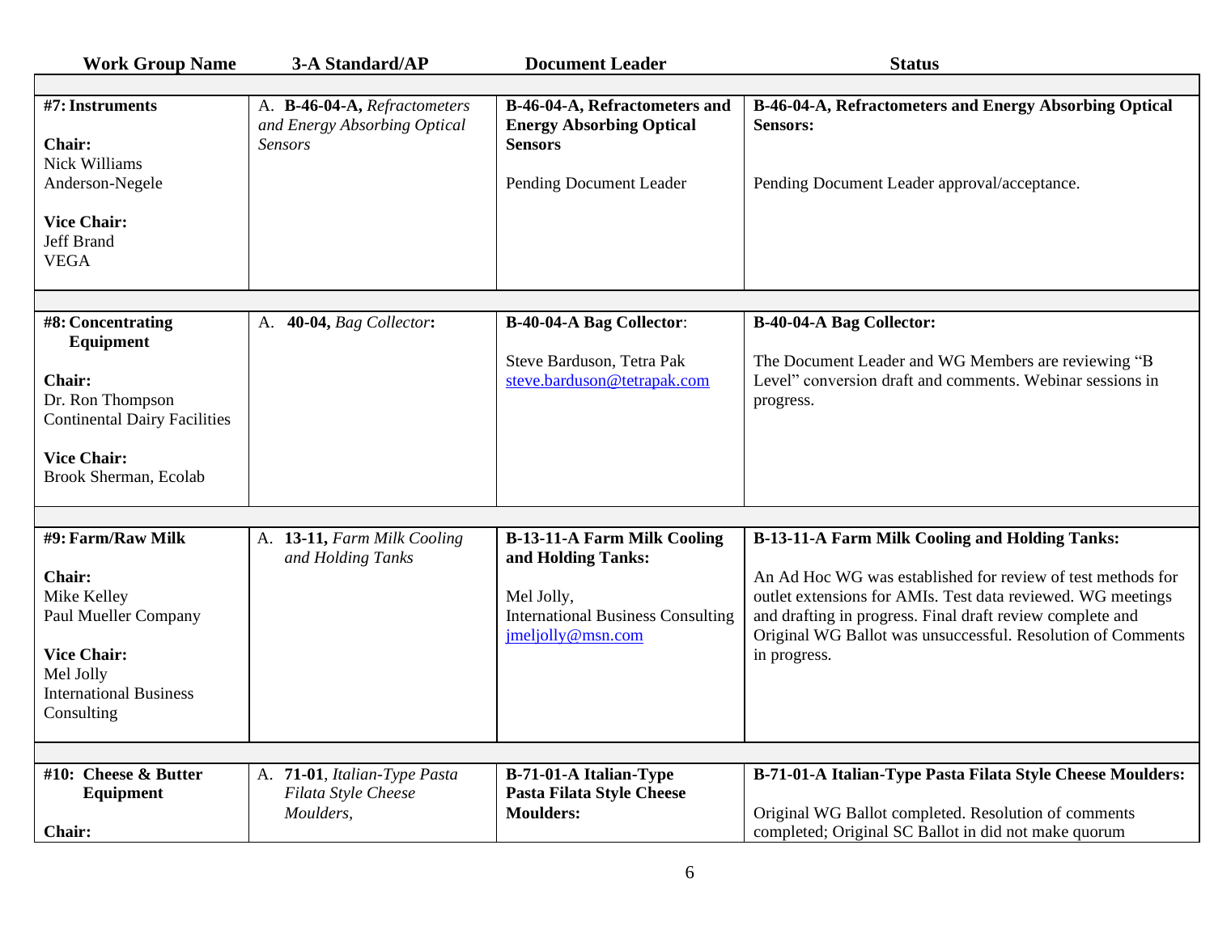| Work Group Name | 3-A Standard/AP | Document Leader | Status |
|---|---|---|---|
| **#7: Instruments**<br><br>**Chair:**<br>Nick Williams<br>Anderson-Negele<br><br>**Vice Chair:**<br>Jeff Brand<br>VEGA | A. **B-46-04-A,** *Refractometers and Energy Absorbing Optical Sensors* | **B-46-04-A, Refractometers and Energy Absorbing Optical Sensors**<br><br>Pending Document Leader | **B-46-04-A, Refractometers and Energy Absorbing Optical Sensors:**<br><br>Pending Document Leader approval/acceptance. |
| **#8: Concentrating Equipment**<br><br>**Chair:**<br>Dr. Ron Thompson<br>Continental Dairy Facilities<br><br>**Vice Chair:**<br>Brook Sherman, Ecolab | A. **40-04,** *Bag Collector***:** | **B-40-04-A Bag Collector**:<br><br>Steve Barduson, Tetra Pak<br>steve.barduson@tetrapak.com | **B-40-04-A Bag Collector:**<br><br>The Document Leader and WG Members are reviewing "B Level" conversion draft and comments. Webinar sessions in progress. |
| **#9: Farm/Raw Milk**<br><br>**Chair:**<br>Mike Kelley<br>Paul Mueller Company<br><br>**Vice Chair:**<br>Mel Jolly<br>International Business Consulting | A. **13-11,** *Farm Milk Cooling and Holding Tanks* | **B-13-11-A Farm Milk Cooling and Holding Tanks:**<br><br>Mel Jolly,<br>International Business Consulting<br>jmeljolly@msn.com | **B-13-11-A Farm Milk Cooling and Holding Tanks:**<br><br>An Ad Hoc WG was established for review of test methods for outlet extensions for AMIs. Test data reviewed. WG meetings and drafting in progress. Final draft review complete and Original WG Ballot was unsuccessful. Resolution of Comments in progress. |
| **#10: Cheese & Butter Equipment**<br><br>**Chair:** | A. **71-01**, *Italian-Type Pasta Filata Style Cheese Moulders,* | **B-71-01-A Italian-Type Pasta Filata Style Cheese Moulders:** | **B-71-01-A Italian-Type Pasta Filata Style Cheese Moulders:**<br><br>Original WG Ballot completed. Resolution of comments completed; Original SC Ballot in did not make quorum |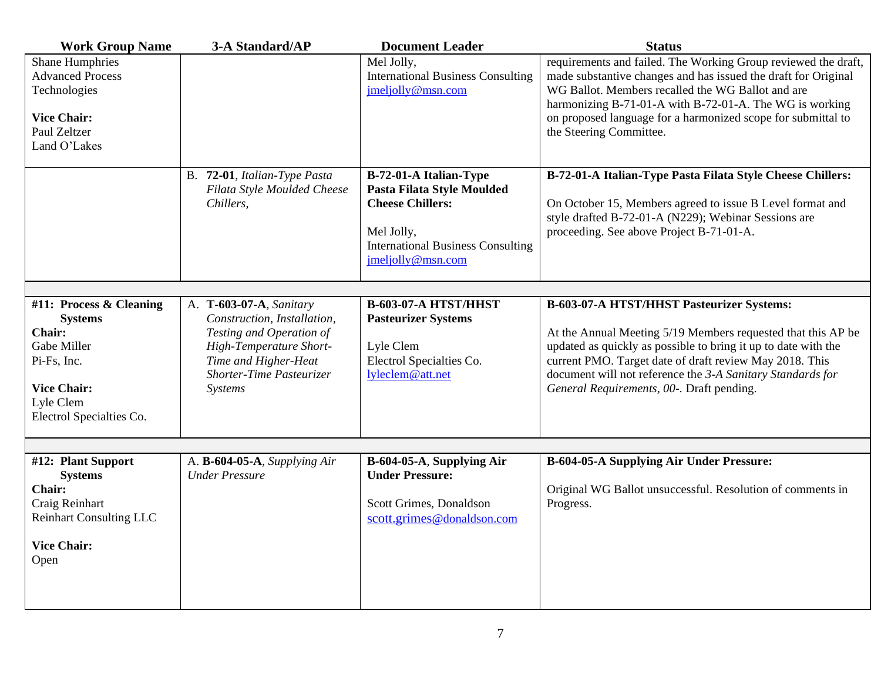| Work Group Name | 3-A Standard/AP | Document Leader | Status |
|---|---|---|---|
| Shane Humphries<br>Advanced Process Technologies<br><br>**Vice Chair:**<br>Paul Zeltzer<br>Land O'Lakes | | Mel Jolly,<br>International Business Consulting<br>jmeljolly@msn.com | requirements and failed. The Working Group reviewed the draft, made substantive changes and has issued the draft for Original WG Ballot. Members recalled the WG Ballot and are harmonizing B-71-01-A with B-72-01-A. The WG is working on proposed language for a harmonized scope for submittal to the Steering Committee. |
| | B. **72-01**, *Italian-Type Pasta Filata Style Moulded Cheese Chillers,* | **B-72-01-A Italian-Type Pasta Filata Style Moulded Cheese Chillers:**<br><br>Mel Jolly,<br>International Business Consulting<br>jmeljolly@msn.com | **B-72-01-A Italian-Type Pasta Filata Style Cheese Chillers:**<br><br>On October 15, Members agreed to issue B Level format and style drafted B-72-01-A (N229); Webinar Sessions are proceeding. See above Project B-71-01-A. |
| | | | |
| **#11: Process & Cleaning Systems**<br>**Chair:**<br>Gabe Miller<br>Pi-Fs, Inc.<br><br>**Vice Chair:**<br>Lyle Clem<br>Electrol Specialties Co. | A. **T-603-07-A**, *Sanitary Construction, Installation, Testing and Operation of High-Temperature Short-Time and Higher-Heat Shorter-Time Pasteurizer Systems* | **B-603-07-A HTST/HHST Pasteurizer Systems**<br><br>Lyle Clem<br>Electrol Specialties Co.<br>lyleclem@att.net | **B-603-07-A HTST/HHST Pasteurizer Systems:**<br><br>At the Annual Meeting 5/19 Members requested that this AP be updated as quickly as possible to bring it up to date with the current PMO. Target date of draft review May 2018. This document will not reference the *3-A Sanitary Standards for General Requirements, 00-*. Draft pending. |
| | | | |
| **#12: Plant Support Systems**<br>**Chair:**<br>Craig Reinhart<br>Reinhart Consulting LLC<br><br>**Vice Chair:**<br>Open | A. **B-604-05-A**, *Supplying Air Under Pressure* | **B-604-05-A, Supplying Air Under Pressure:**<br><br>Scott Grimes, Donaldson<br>scott.grimes@donaldson.com | **B-604-05-A Supplying Air Under Pressure:**<br><br>Original WG Ballot unsuccessful. Resolution of comments in Progress. |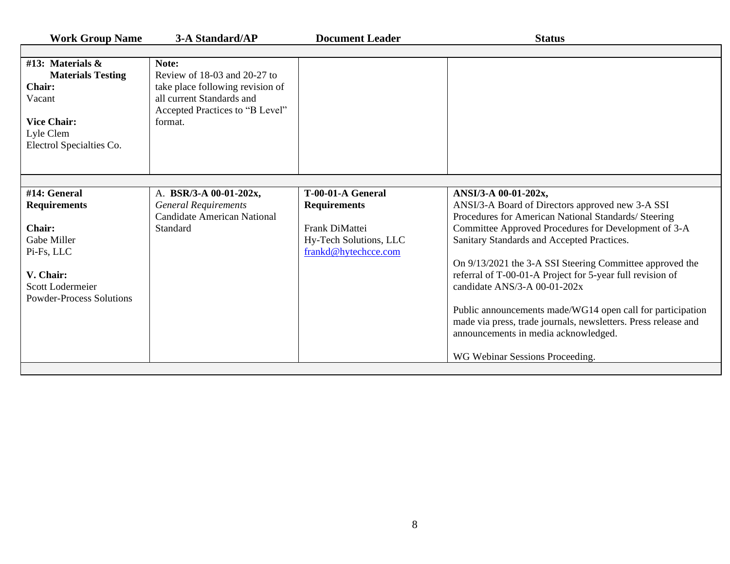| Work Group Name | 3-A Standard/AP | Document Leader | Status |
|---|---|---|---|
| **#13: Materials & Materials Testing**<br>**Chair:**<br>Vacant<br><br>**Vice Chair:**<br>Lyle Clem<br>Electrol Specialties Co. | **Note:**<br>Review of 18-03 and 20-27 to take place following revision of all current Standards and Accepted Practices to "B Level" format. | | |
| **#14: General Requirements**<br><br>**Chair:**<br>Gabe Miller<br>Pi-Fs, LLC<br><br>**V. Chair:**<br>Scott Lodermeier<br>Powder-Process Solutions | A. **BSR/3-A 00-01-202x,**<br>*General Requirements*<br>Candidate American National Standard | **T-00-01-A General Requirements**<br><br>Frank DiMattei<br>Hy-Tech Solutions, LLC<br>frankd@hytechcce.com | **ANSI/3-A 00-01-202x,**<br>ANSI/3-A Board of Directors approved new 3-A SSI Procedures for American National Standards/ Steering Committee Approved Procedures for Development of 3-A Sanitary Standards and Accepted Practices.<br><br>On 9/13/2021 the 3-A SSI Steering Committee approved the referral of T-00-01-A Project for 5-year full revision of candidate ANS/3-A 00-01-202x<br><br>Public announcements made/WG14 open call for participation made via press, trade journals, newsletters. Press release and announcements in media acknowledged.<br><br>WG Webinar Sessions Proceeding. |